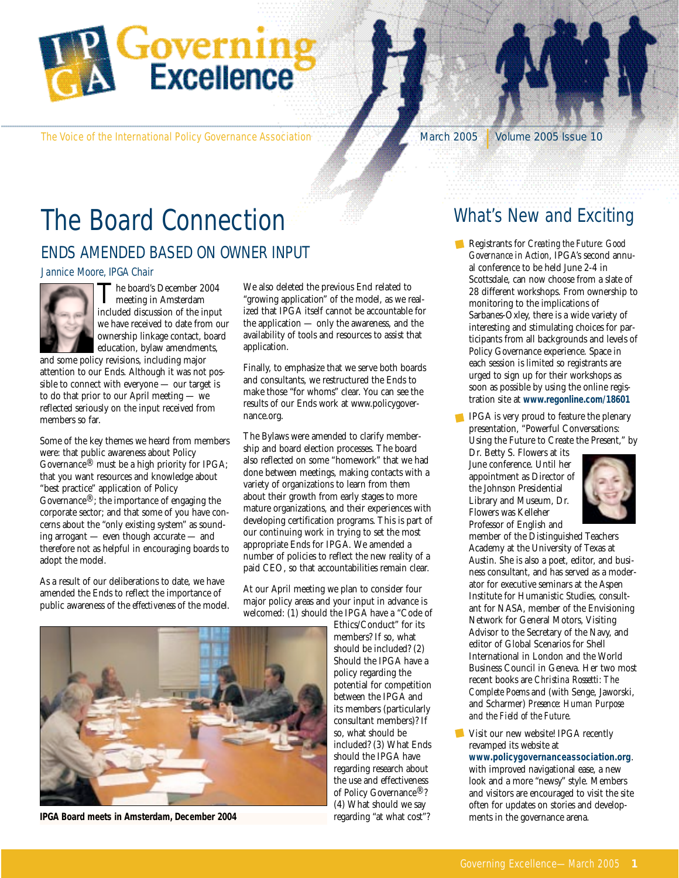# Governing Excellence

The Voice of the International Policy Governance Association

March 2005 | Volume 2005 Issue 10

# The Board Connection

## ENDS AMENDED BASED ON OWNER INPUT

Jannice Moore, IPGA Chair

The board's December 2004 meeting in Amsterdam included discussion of the input we have received to date from our ownership linkage contact, board education, bylaw amendments, and some policy revisions, including major attention to our Ends. Although it was not possible to connect with everyone — our target is to do that prior to our April meeting — we reflected seriously on the input received from members so far.

Some of the key themes we heard from members were: that public awareness about Policy Governance® must be a high priority for IPGA; that you want resources and knowledge about "best practice" application of Policy Governance®; the importance of engaging the corporate sector; and that some of you have concerns about the "only existing system" as sounding arrogant — even though accurate — and therefore not as helpful in encouraging boards to adopt the model.

As a result of our deliberations to date, we have amended the Ends to reflect the importance of public awareness of the *effectiveness* of the model.

We also deleted the previous End related to "growing application" of the model, as we realized that IPGA itself cannot be accountable for the application — only the awareness, and the availability of tools and resources to assist that application.

Finally, to emphasize that we serve both boards and consultants, we restructured the Ends to make those "for whoms" clear. You can see the results of our Ends work at www.policygovernance.org.

The Bylaws were amended to clarify membership and board election processes. The board also reflected on some "homework" that we had done between meetings, making contacts with a variety of organizations to learn from them about their growth from early stages to more mature organizations, and their experiences with developing certification programs. This is part of our continuing work in trying to set the most appropriate Ends for IPGA. We amended a number of policies to reflect the new reality of a paid CEO, so that accountabilities remain clear.

At our April meeting we plan to consider four major policy areas and your input in advance is welcomed: (1) should the IPGA have a "Code of Ethics/Conduct" for its members? If so, what should be included? (2) Should the IPGA have a policy regarding the potential for competition between the IPGA and its members (particularly consultant members)? If so, what should be included? (3) What Ends should the IPGA have regarding research about the use and effectiveness of Policy Governance®? (4) What should we say regarding "at what cost"?

**IPGA Board meets in Amsterdam, December 2004**

# What's New and Exciting

- Registrants for *Creating the Future: Good Governance in Action*, IPGA's second annual conference to be held June 2-4 in Scottsdale, can now choose from a slate of 28 different workshops. From ownership to monitoring to the implications of Sarbanes-Oxley, there is a wide variety of interesting and stimulating choices for participants from all backgrounds and levels of Policy Governance experience. Space in each session is limited so registrants are urged to sign up for their workshops as soon as possible by using the online registration site at **www.regonline.com/18601**

- IPGA is very proud to feature the plenary presentation, "Powerful Conversations: Using the Future to Create the Present," by Dr. Betty S. Flowers at its June conference. Until her appointment as Director of the Johnson Presidential Library and Museum, Dr. Flowers was Kelleher Professor of English and member of the Distinguished Teachers Academy at the University of Texas at Austin. She is also a poet, editor, and business consultant, and has served as a moderator for executive seminars at the Aspen Institute for Humanistic Studies, consultant for NASA, member of the Envisioning Network for General Motors, Visiting Advisor to the Secretary of the Navy, and editor of Global Scenarios for Shell International in London and the World Business Council in Geneva. Her two most recent books are *Christina Rossetti: The Complete Poems* and (with Senge, Jaworski, and Scharmer) *Presence: Human Purpose and the Field of the Future*.

- Visit our new website! IPGA recently revamped its website at **www.policygovernanceassociation.org**. with improved navigational ease, a new look and a more "newsy" style. Members and visitors are encouraged to visit the site often for updates on stories and developments in the governance arena.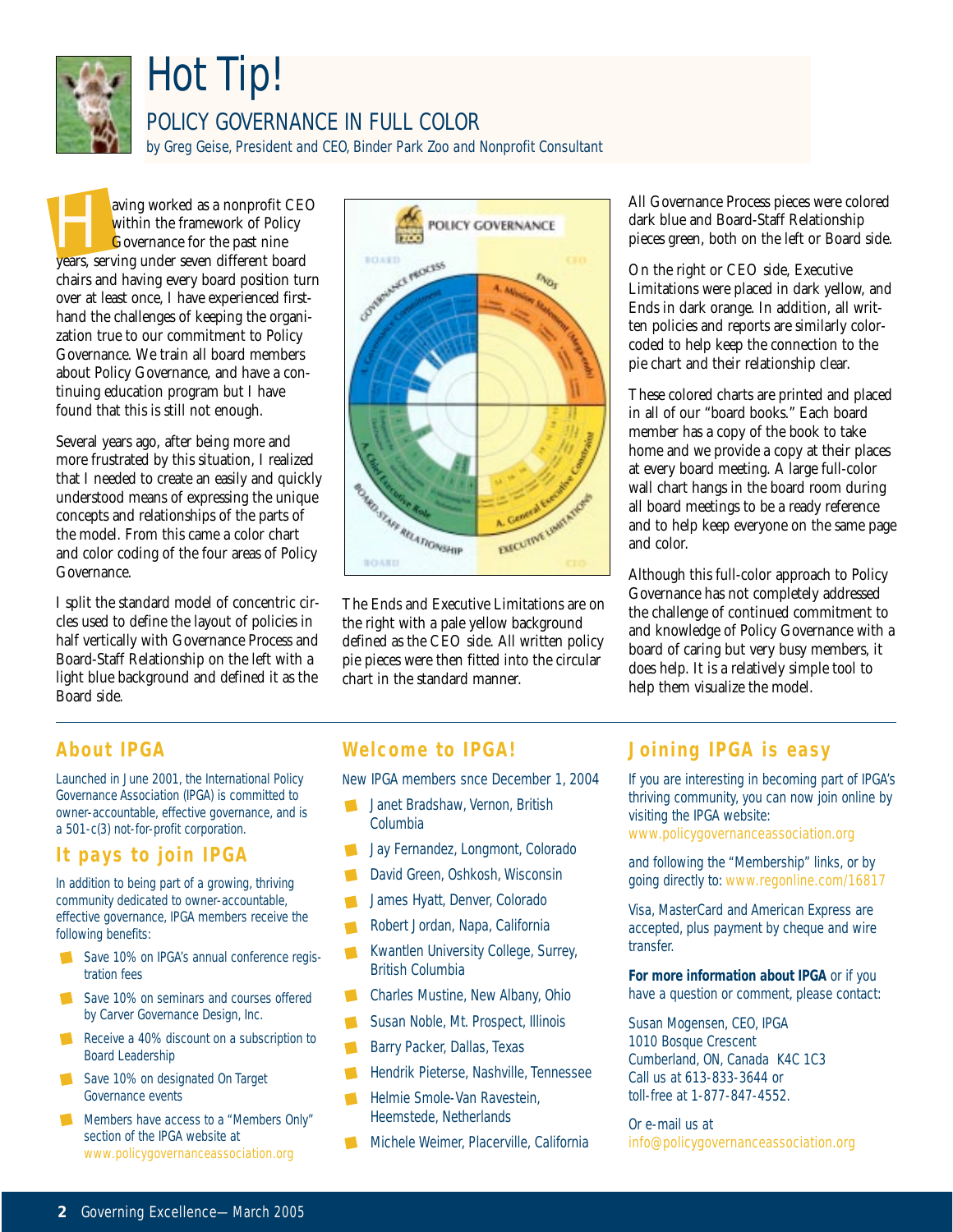# Hot Tip!

## POLICY GOVERNANCE IN FULL COLOR

by Greg Geise, President and CEO, Binder Park Zoo and Nonprofit Consultant

Having worked as a nonprofit CEO within the framework of Policy Governance for the past nine years, serving under seven different board chairs and having every board position turn over at least once, I have experienced first-hand the challenges of keeping the organization true to our commitment to Policy Governance. We train all board members about Policy Governance, and have a continuing education program but I have found that this is still not enough.

Several years ago, after being more and more frustrated by this situation, I realized that I needed to create an easily and quickly understood means of expressing the unique concepts and relationships of the parts of the model. From this came a color chart and color coding of the four areas of Policy Governance.

I split the standard model of concentric circles used to define the layout of policies in half vertically with Governance Process and Board-Staff Relationship on the left with a light blue background and defined it as the Board side.

The Ends and Executive Limitations are on the right with a pale yellow background defined as the CEO side. All written policy pie pieces were then fitted into the circular chart in the standard manner.

All Governance Process pieces were colored dark blue and Board-Staff Relationship pieces green, both on the left or Board side.

On the right or CEO side, Executive Limitations were placed in dark yellow, and Ends in dark orange. In addition, all written policies and reports are similarly color-coded to help keep the connection to the pie chart and their relationship clear.

These colored charts are printed and placed in all of our "board books." Each board member has a copy of the book to take home and we provide a copy at their places at every board meeting. A large full-color wall chart hangs in the board room during all board meetings to be a ready reference and to help keep everyone on the same page and color.

Although this full-color approach to Policy Governance has not completely addressed the challenge of continued commitment to and knowledge of Policy Governance with a board of caring but very busy members, it does help. It is a relatively simple tool to help them visualize the model.

## About IPGA

Launched in June 2001, the International Policy Governance Association (IPGA) is committed to owner-accountable, effective governance, and is a 501-c(3) not-for-profit corporation.

## It pays to join IPGA

In addition to being part of a growing, thriving community dedicated to owner-accountable, effective governance, IPGA members receive the following benefits:

- Save 10% on IPGA's annual conference registration fees
- Save 10% on seminars and courses offered by Carver Governance Design, Inc.
- Receive a 40% discount on a subscription to Board Leadership
- Save 10% on designated On Target Governance events
- Members have access to a "Members Only" section of the IPGA website at www.policygovernanceassociation.org

## Welcome to IPGA!

New IPGA members snce December 1, 2004

- Janet Bradshaw, Vernon, British Columbia
- Jay Fernandez, Longmont, Colorado
- David Green, Oshkosh, Wisconsin
- James Hyatt, Denver, Colorado
- Robert Jordan, Napa, California
- Kwantlen University College, Surrey, British Columbia
- Charles Mustine, New Albany, Ohio
- Susan Noble, Mt. Prospect, Illinois
- Barry Packer, Dallas, Texas
- Hendrik Pieterse, Nashville, Tennessee
- Helmie Smole-Van Ravestein, Heemstede, Netherlands
- Michele Weimer, Placerville, California

## Joining IPGA is easy

If you are interesting in becoming part of IPGA's thriving community, you can now join online by visiting the IPGA website: www.policygovernanceassociation.org

and following the "Membership" links, or by going directly to: www.regonline.com/16817

Visa, MasterCard and American Express are accepted, plus payment by cheque and wire transfer.

**For more information about IPGA** or if you have a question or comment, please contact:

Susan Mogensen, CEO, IPGA
1010 Bosque Crescent
Cumberland, ON, Canada K4C 1C3
Call us at 613-833-3644 or
toll-free at 1-877-847-4552.

Or e-mail us at
info@policygovernanceassociation.org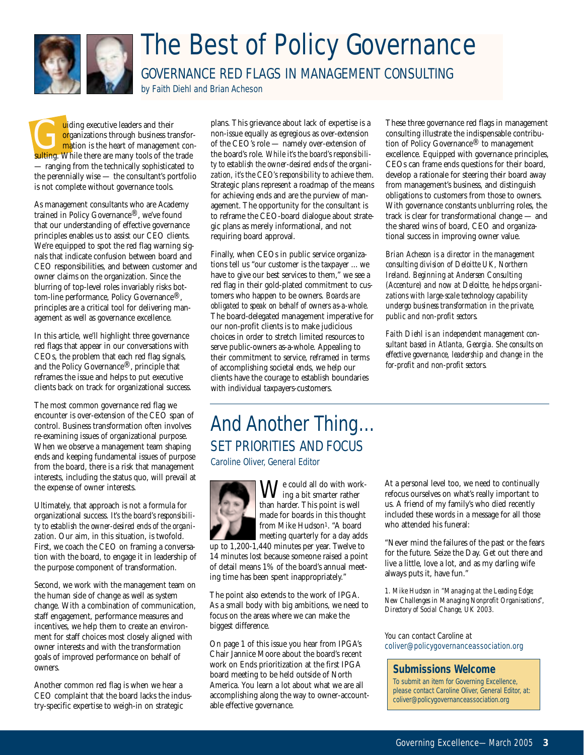# The Best of Policy Governance

## GOVERNANCE RED FLAGS IN MANAGEMENT CONSULTING

*by Faith Diehl and Brian Acheson*

Guiding executive leaders and their organizations through business transformation is the heart of management consulting. While there are many tools of the trade — ranging from the technically sophisticated to the perennially wise — the consultant's portfolio is not complete without governance tools.

As management consultants who are Academy trained in Policy Governance®, we've found that our understanding of effective governance principles enables us to assist our CEO clients. We're equipped to spot the red flag warning signals that indicate confusion between board and CEO responsibilities, and between customer and owner claims on the organization. Since the blurring of top-level roles invariably risks bottom-line performance, Policy Governance®, principles are a critical tool for delivering management as well as governance excellence.

In this article, we'll highlight three governance red flags that appear in our conversations with CEOs, the problem that each red flag signals, and the Policy Governance®, principle that reframes the issue and helps to put executive clients back on track for organizational success.

The most common governance red flag we encounter is over-extension of the CEO span of control. Business transformation often involves re-examining issues of organizational purpose. When we observe a management team shaping ends and keeping fundamental issues of purpose from the board, there is a risk that management interests, including the status quo, will prevail at the expense of owner interests.

Ultimately, that approach is not a formula for organizational success. *It's the board's responsibility to establish the owner-desired ends of the organization.* Our aim, in this situation, is twofold. First, we coach the CEO on framing a conversation with the board, to engage it in leadership of the purpose component of transformation.

Second, we work with the management team on the human side of change as well as system change. With a combination of communication, staff engagement, performance measures and incentives, we help them to create an environment for staff choices most closely aligned with owner interests and with the transformation goals of improved performance on behalf of owners.

Another common red flag is when we hear a CEO complaint that the board lacks the industry-specific expertise to weigh-in on strategic plans. This grievance about lack of expertise is a non-issue equally as egregious as over-extension of the CEO's role — namely over-extension of the board's role. *While it's the board's responsibility to establish the owner-desired ends of the organization, it's the CEO's responsibility to achieve them.* Strategic plans represent a roadmap of the means for achieving ends and are the purview of management. The opportunity for the consultant is to reframe the CEO-board dialogue about strategic plans as merely informational, and not requiring board approval.

Finally, when CEOs in public service organizations tell us "our customer is the taxpayer ... we have to give our best services to them," we see a red flag in their gold-plated commitment to customers who happen to be owners. *Boards are obligated to speak on behalf of owners as-a-whole.* The board-delegated management imperative for our non-profit clients is to make judicious choices in order to stretch limited resources to serve public-owners as-a-whole. Appealing to their commitment to service, reframed in terms of accomplishing societal ends, we help our clients have the courage to establish boundaries with individual taxpayers-customers.

These three governance red flags in management consulting illustrate the indispensable contribution of Policy Governance® to management excellence. Equipped with governance principles, CEOs can frame ends questions for their board, develop a rationale for steering their board away from management's business, and distinguish obligations to customers from those to owners. With governance constants unblurring roles, the track is clear for transformational change — and the shared wins of board, CEO and organizational success in improving owner value.

*Brian Acheson is a director in the management consulting division of Deloitte UK, Northern Ireland. Beginning at Andersen Consulting (Accenture) and now at Deloitte, he helps organizations with large-scale technology capability undergo business transformation in the private, public and non-profit sectors.*

*Faith Diehl is an independent management consultant based in Atlanta, Georgia. She consults on effective governance, leadership and change in the for-profit and non-profit sectors.*

# And Another Thing...

## SET PRIORITIES AND FOCUS

*Caroline Oliver, General Editor*

We could all do with working a bit smarter rather than harder. This point is well made for boards in this thought from Mike Hudson[1]. "A board meeting quarterly for a day adds up to 1,200-1,440 minutes per year. Twelve to 14 minutes lost because someone raised a point of detail means 1% of the board's annual meeting time has been spent inappropriately."

The point also extends to the work of IPGA. As a small body with big ambitions, we need to focus on the areas where we can make the biggest difference.

On page 1 of this issue you hear from IPGA's Chair Jannice Moore about the board's recent work on Ends prioritization at the first IPGA board meeting to be held outside of North America. You learn a lot about what we are all accomplishing along the way to owner-accountable effective governance.

At a personal level too, we need to continually refocus ourselves on what's really important to us. A friend of my family's who died recently included these words in a message for all those who attended his funeral:

"Never mind the failures of the past or the fears for the future. Seize the Day. Get out there and live a little, love a lot, and as my darling wife always puts it, have fun."

*1. Mike Hudson in "Managing at the Leading Edge; New Challenges in Managing Nonprofit Organisations", Directory of Social Change, UK 2003.*

*You can contact Caroline at* coliver@policygovernanceassociation.org

**Submissions Welcome**

To submit an item for Governing Excellence, please contact Caroline Oliver, General Editor, at: coliver@policygovernanceassociation.org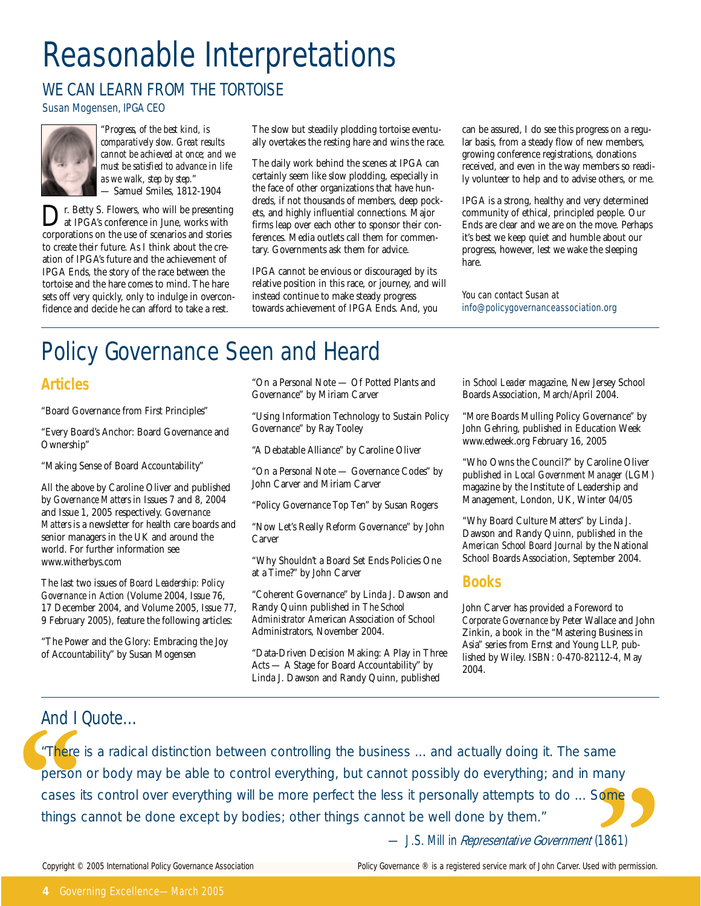# Reasonable Interpretations

## WE CAN LEARN FROM THE TORTOISE

Susan Mogensen, IPGA CEO

*"Progress, of the best kind, is comparatively slow. Great results cannot be achieved at once; and we must be satisfied to advance in life as we walk, step by step."*
— Samuel Smiles, 1812-1904

Dr. Betty S. Flowers, who will be presenting at IPGA's conference in June, works with corporations on the use of scenarios and stories to create their future. As I think about the creation of IPGA's future and the achievement of IPGA Ends, the story of the race between the tortoise and the hare comes to mind. The hare sets off very quickly, only to indulge in overconfidence and decide he can afford to take a rest.

The slow but steadily plodding tortoise eventually overtakes the resting hare and wins the race.

The daily work behind the scenes at IPGA can certainly seem like slow plodding, especially in the face of other organizations that have hundreds, if not thousands of members, deep pockets, and highly influential connections. Major firms leap over each other to sponsor their conferences. Media outlets call them for commentary. Governments ask them for advice.

IPGA cannot be envious or discouraged by its relative position in this race, or journey, and will instead continue to make steady progress towards achievement of IPGA Ends. And, you can be assured, I do see this progress on a regular basis, from a steady flow of new members, growing conference registrations, donations received, and even in the way members so readily volunteer to help and to advise others, or me.

IPGA is a strong, healthy and very determined community of ethical, principled people. Our Ends are clear and we are on the move. Perhaps it's best we keep quiet and humble about our progress, however, lest we wake the sleeping hare.

*You can contact Susan at info@policygovernanceassociation.org*

# Policy Governance Seen and Heard

## Articles

"Board Governance from First Principles"

"Every Board's Anchor: Board Governance and Ownership"

"Making Sense of Board Accountability"

All the above by Caroline Oliver and published by *Governance Matters* in Issues 7 and 8, 2004 and Issue 1, 2005 respectively. *Governance Matters* is a newsletter for health care boards and senior managers in the UK and around the world. For further information see www.witherbys.com

The last two issues of *Board Leadership: Policy Governance in Action* (Volume 2004, Issue 76, 17 December 2004, and Volume 2005, Issue 77, 9 February 2005), feature the following articles:

"The Power and the Glory: Embracing the Joy of Accountability" by Susan Mogensen

"On a Personal Note — Of Potted Plants and Governance" by Miriam Carver

"Using Information Technology to Sustain Policy Governance" by Ray Tooley

"A Debatable Alliance" by Caroline Oliver

"On a Personal Note — Governance Codes" by John Carver and Miriam Carver

"Policy Governance Top Ten" by Susan Rogers

"Now Let's Really Reform Governance" by John Carver

"Why Shouldn't a Board Set Ends Policies One at a Time?" by John Carver

"Coherent Governance" by Linda J. Dawson and Randy Quinn published in *The School Administrator* American Association of School Administrators, November 2004.

"Data-Driven Decision Making: A Play in Three Acts — A Stage for Board Accountability" by Linda J. Dawson and Randy Quinn, published in *School Leader* magazine, New Jersey School Boards Association, March/April 2004.

"More Boards Mulling Policy Governance" by John Gehring, published in Education Week www.edweek.org February 16, 2005

"Who Owns the Council?" by Caroline Oliver published in *Local Government Manager* (LGM) magazine by the Institute of Leadership and Management, London, UK, Winter 04/05

"Why Board Culture Matters" by Linda J. Dawson and Randy Quinn, published in the *American School Board Journal* by the National School Boards Association, September 2004.

## Books

John Carver has provided a Foreword to *Corporate Governance* by Peter Wallace and John Zinkin, a book in the "Mastering Business in Asia" series from Ernst and Young LLP, published by Wiley. ISBN: 0-470-82112-4, May 2004.

# And I Quote…

"There is a radical distinction between controlling the business … and actually doing it. The same person or body may be able to control everything, but cannot possibly do everything; and in many cases its control over everything will be more perfect the less it personally attempts to do … Some things cannot be done except by bodies; other things cannot be well done by them."

— J.S. Mill in *Representative Government* (1861)

Copyright © 2005 International Policy Governance Association

Policy Governance ® is a registered service mark of John Carver. Used with permission.